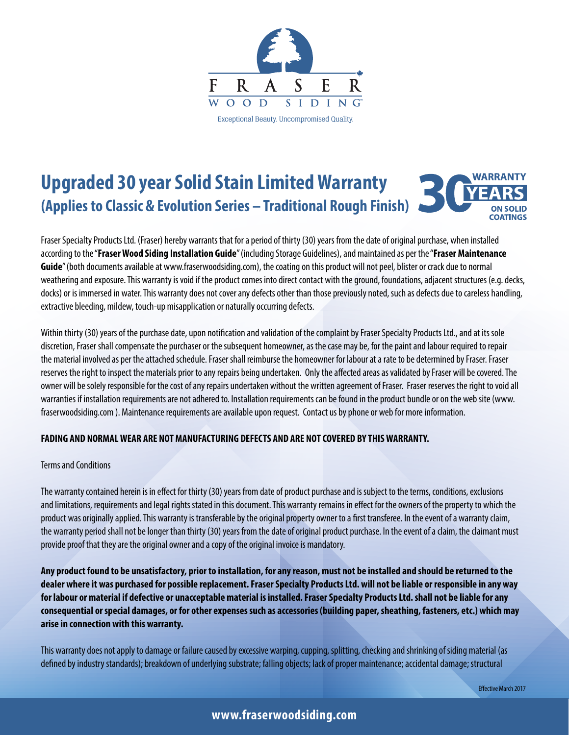FRASER

WOOD SIDING

Exceptional Beauty. Uncompromised Quality.

# Upgraded 30 year Solid Stain Limited Warranty
## (Applies to Classic & Evolution Series – Traditional Rough Finish)

30 WARRANTY YEARS ON SOLID COATINGS

Fraser Specialty Products Ltd. (Fraser) hereby warrants that for a period of thirty (30) years from the date of original purchase, when installed according to the "**Fraser Wood Siding Installation Guide**" (including Storage Guidelines), and maintained as per the "**Fraser Maintenance Guide**" (both documents available at www.fraserwoodsiding.com), the coating on this product will not peel, blister or crack due to normal weathering and exposure. This warranty is void if the product comes into direct contact with the ground, foundations, adjacent structures (e.g. decks, docks) or is immersed in water. This warranty does not cover any defects other than those previously noted, such as defects due to careless handling, extractive bleeding, mildew, touch-up misapplication or naturally occurring defects.

Within thirty (30) years of the purchase date, upon notification and validation of the complaint by Fraser Specialty Products Ltd., and at its sole discretion, Fraser shall compensate the purchaser or the subsequent homeowner, as the case may be, for the paint and labour required to repair the material involved as per the attached schedule. Fraser shall reimburse the homeowner for labour at a rate to be determined by Fraser. Fraser reserves the right to inspect the materials prior to any repairs being undertaken. Only the affected areas as validated by Fraser will be covered. The owner will be solely responsible for the cost of any repairs undertaken without the written agreement of Fraser. Fraser reserves the right to void all warranties if installation requirements are not adhered to. Installation requirements can be found in the product bundle or on the web site (www.fraserwoodsiding.com ). Maintenance requirements are available upon request. Contact us by phone or web for more information.

**FADING AND NORMAL WEAR ARE NOT MANUFACTURING DEFECTS AND ARE NOT COVERED BY THIS WARRANTY.**

Terms and Conditions

The warranty contained herein is in effect for thirty (30) years from date of product purchase and is subject to the terms, conditions, exclusions and limitations, requirements and legal rights stated in this document. This warranty remains in effect for the owners of the property to which the product was originally applied. This warranty is transferable by the original property owner to a first transferee. In the event of a warranty claim, the warranty period shall not be longer than thirty (30) years from the date of original product purchase. In the event of a claim, the claimant must provide proof that they are the original owner and a copy of the original invoice is mandatory.

**Any product found to be unsatisfactory, prior to installation, for any reason, must not be installed and should be returned to the dealer where it was purchased for possible replacement. Fraser Specialty Products Ltd. will not be liable or responsible in any way for labour or material if defective or unacceptable material is installed. Fraser Specialty Products Ltd. shall not be liable for any consequential or special damages, or for other expenses such as accessories (building paper, sheathing, fasteners, etc.) which may arise in connection with this warranty.**

This warranty does not apply to damage or failure caused by excessive warping, cupping, splitting, checking and shrinking of siding material (as defined by industry standards); breakdown of underlying substrate; falling objects; lack of proper maintenance; accidental damage; structural

Effective March 2017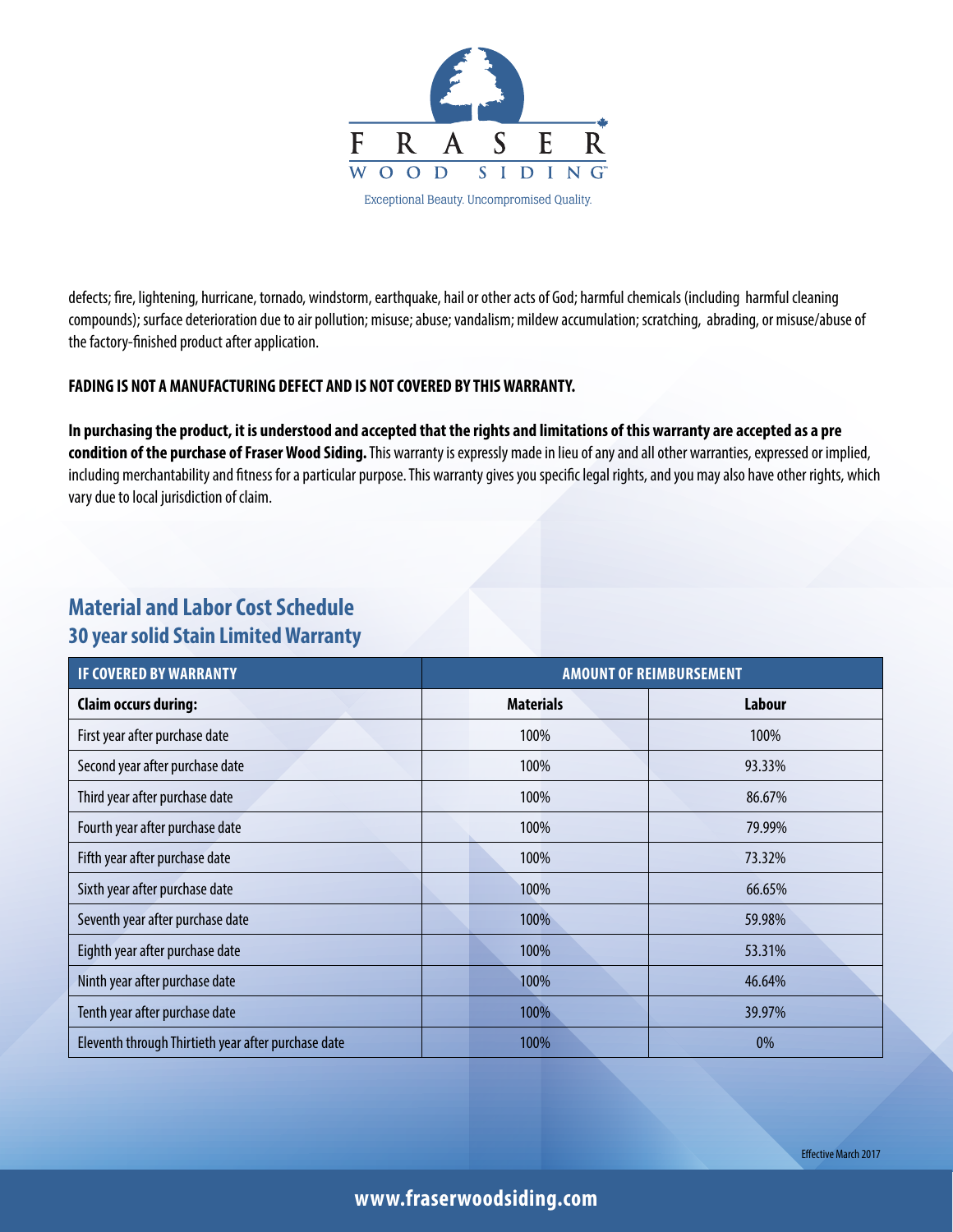FRASER WOOD SIDING

Exceptional Beauty. Uncompromised Quality.

defects; fire, lightening, hurricane, tornado, windstorm, earthquake, hail or other acts of God; harmful chemicals (including harmful cleaning compounds); surface deterioration due to air pollution; misuse; abuse; vandalism; mildew accumulation; scratching, abrading, or misuse/abuse of the factory-finished product after application.

**FADING IS NOT A MANUFACTURING DEFECT AND IS NOT COVERED BY THIS WARRANTY.**

**In purchasing the product, it is understood and accepted that the rights and limitations of this warranty are accepted as a pre condition of the purchase of Fraser Wood Siding.** This warranty is expressly made in lieu of any and all other warranties, expressed or implied, including merchantability and fitness for a particular purpose. This warranty gives you specific legal rights, and you may also have other rights, which vary due to local jurisdiction of claim.

## Material and Labor Cost Schedule
### 30 year solid Stain Limited Warranty

| IF COVERED BY WARRANTY | AMOUNT OF REIMBURSEMENT | |
|---|---|---|
| **Claim occurs during:** | **Materials** | **Labour** |
| First year after purchase date | 100% | 100% |
| Second year after purchase date | 100% | 93.33% |
| Third year after purchase date | 100% | 86.67% |
| Fourth year after purchase date | 100% | 79.99% |
| Fifth year after purchase date | 100% | 73.32% |
| Sixth year after purchase date | 100% | 66.65% |
| Seventh year after purchase date | 100% | 59.98% |
| Eighth year after purchase date | 100% | 53.31% |
| Ninth year after purchase date | 100% | 46.64% |
| Tenth year after purchase date | 100% | 39.97% |
| Eleventh through Thirtieth year after purchase date | 100% | 0% |

Effective March 2017

www.fraserwoodsiding.com